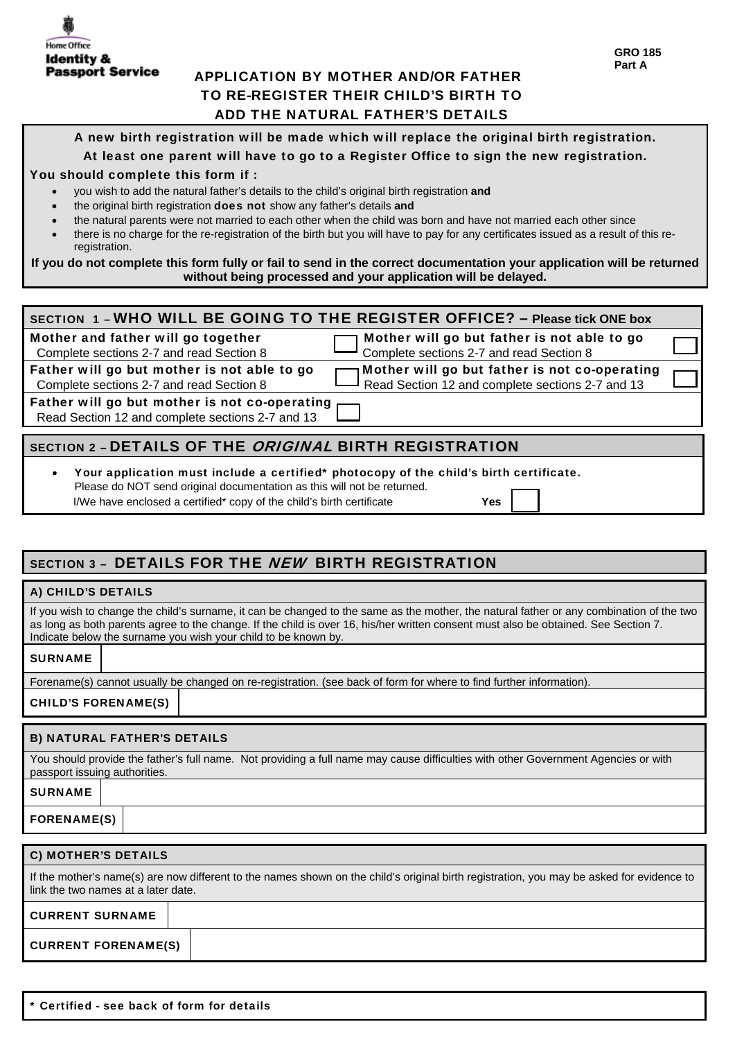Home Office
**Identity & Passport Service**

**GRO 185**
**Part A**

# APPLICATION BY MOTHER AND/OR FATHER TO RE-REGISTER THEIR CHILD'S BIRTH TO ADD THE NATURAL FATHER'S DETAILS

**A new birth registration will be made which will replace the original birth registration.**
**At least one parent will have to go to a Register Office to sign the new registration.**

**You should complete this form if :**

- you wish to add the natural father's details to the child's original birth registration **and**
- the original birth registration **does not** show any father's details **and**
- the natural parents were not married to each other when the child was born and have not married each other since
- there is no charge for the re-registration of the birth but you will have to pay for any certificates issued as a result of this re-registration.

**If you do not complete this form fully or fail to send in the correct documentation your application will be returned without being processed and your application will be delayed.**

## SECTION 1 – WHO WILL BE GOING TO THE REGISTER OFFICE? – Please tick ONE box

| | | | |
|---|---|---|---|
| **Mother and father will go together**<br>Complete sections 2-7 and read Section 8 | ☐ | **Mother will go but father is not able to go**<br>Complete sections 2-7 and read Section 8 | ☐ |
| **Father will go but mother is not able to go**<br>Complete sections 2-7 and read Section 8 | ☐ | **Mother will go but father is not co-operating**<br>Read Section 12 and complete sections 2-7 and 13 | ☐ |
| **Father will go but mother is not co-operating**<br>Read Section 12 and complete sections 2-7 and 13 | ☐ | | |

## SECTION 2 – DETAILS OF THE *ORIGINAL* BIRTH REGISTRATION

- **Your application must include a certified* photocopy of the child's birth certificate.**
  Please do NOT send original documentation as this will not be returned.
  I/We have enclosed a certified* copy of the child's birth certificate **Yes** ☐

## SECTION 3 – DETAILS FOR THE *NEW* BIRTH REGISTRATION

### A) CHILD'S DETAILS

If you wish to change the child's surname, it can be changed to the same as the mother, the natural father or any combination of the two as long as both parents agree to the change. If the child is over 16, his/her written consent must also be obtained. See Section 7. Indicate below the surname you wish your child to be known by.

| **SURNAME** | |
|---|---|

Forename(s) cannot usually be changed on re-registration. (see back of form for where to find further information).

| **CHILD'S FORENAME(S)** | |
|---|---|

### B) NATURAL FATHER'S DETAILS

You should provide the father's full name. Not providing a full name may cause difficulties with other Government Agencies or with passport issuing authorities.

| | |
|---|---|
| **SURNAME** | |
| **FORENAME(S)** | |

### C) MOTHER'S DETAILS

If the mother's name(s) are now different to the names shown on the child's original birth registration, you may be asked for evidence to link the two names at a later date.

| | |
|---|---|
| **CURRENT SURNAME** | |
| **CURRENT FORENAME(S)** | |

**\* Certified - see back of form for details**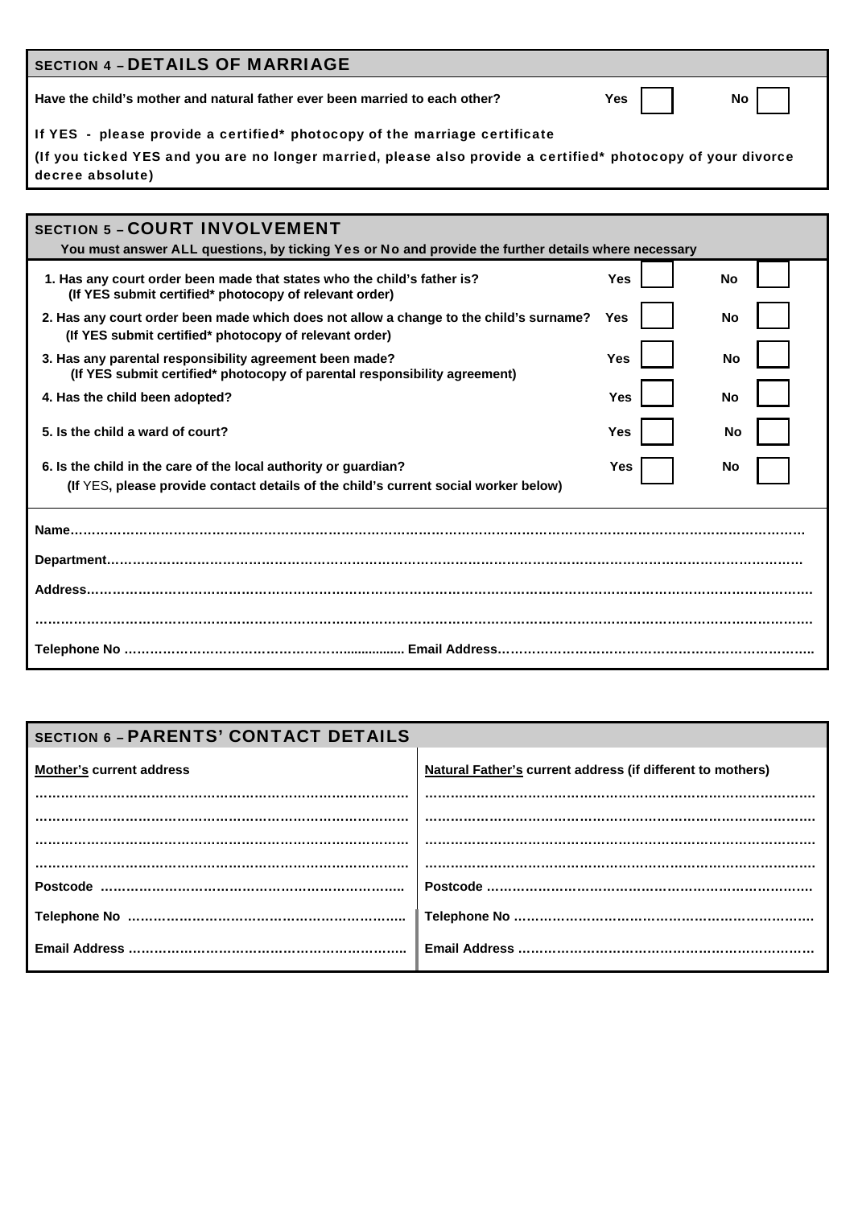## SECTION 4 – DETAILS OF MARRIAGE

**Have the child's mother and natural father ever been married to each other?** **Yes** ☐ **No** ☐

**If YES - please provide a certified* photocopy of the marriage certificate**

**(If you ticked YES and you are no longer married, please also provide a certified* photocopy of your divorce decree absolute)**

## SECTION 5 – COURT INVOLVEMENT

**You must answer ALL questions, by ticking Yes or No and provide the further details where necessary**

| Question | Yes | No |
|---|---|---|
| **1. Has any court order been made that states who the child's father is?** **(If YES submit certified* photocopy of relevant order)** | ☐ | ☐ |
| **2. Has any court order been made which does not allow a change to the child's surname?** **(If YES submit certified* photocopy of relevant order)** | ☐ | ☐ |
| **3. Has any parental responsibility agreement been made?** **(If YES submit certified* photocopy of parental responsibility agreement)** | ☐ | ☐ |
| **4. Has the child been adopted?** | ☐ | ☐ |
| **5. Is the child a ward of court?** | ☐ | ☐ |
| **6. Is the child in the care of the local authority or guardian?** **(If YES, please provide contact details of the child's current social worker below)** | ☐ | ☐ |

**Name**……………………………………………………………………………………………………………………

**Department**………………………………………………………………………………………………………………

**Address**……………………………………………………………………………………………………………………

……………………………………………………………………………………………………………………………

**Telephone No** ……………………………………………… **Email Address**………………………………………………

## SECTION 6 – PARENTS' CONTACT DETAILS

| **Mother's current address** | **Natural Father's current address (if different to mothers)** |
|---|---|
| ………………………………………………………… | ………………………………………………………… |
| ………………………………………………………… | ………………………………………………………… |
| ………………………………………………………… | ………………………………………………………… |
| ………………………………………………………… | ………………………………………………………… |
| **Postcode** ……………………………………………… | **Postcode** ……………………………………………… |
| **Telephone No** ………………………………………… | **Telephone No** ………………………………………… |
| **Email Address** ………………………………………… | **Email Address** ………………………………………… |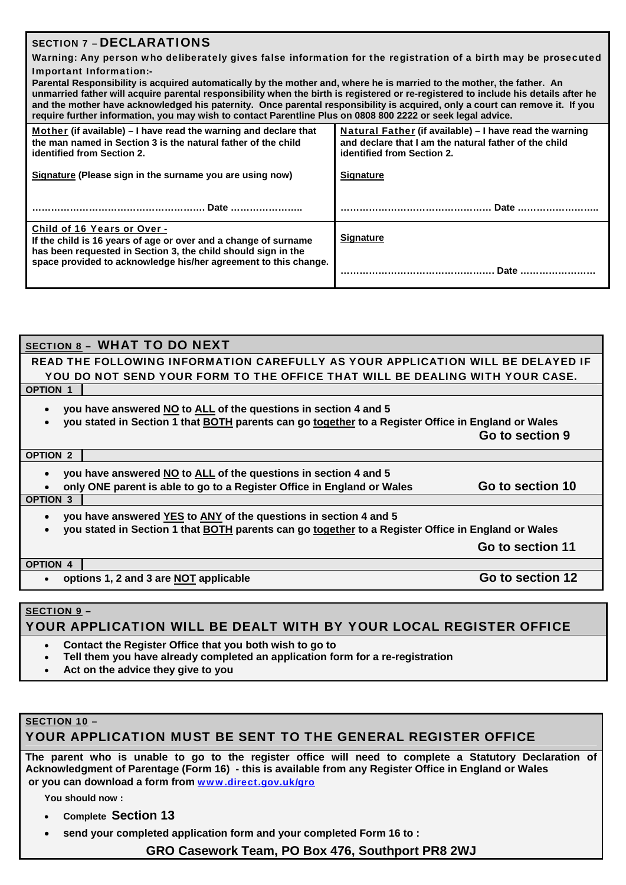## SECTION 7 – DECLARATIONS

**Warning: Any person who deliberately gives false information for the registration of a birth may be prosecuted**

**Important Information:-**

**Parental Responsibility is acquired automatically by the mother and, where he is married to the mother, the father. An unmarried father will acquire parental responsibility when the birth is registered or re-registered to include his details after he and the mother have acknowledged his paternity. Once parental responsibility is acquired, only a court can remove it. If you require further information, you may wish to contact Parentline Plus on 0808 800 2222 or seek legal advice.**

| | |
|---|---|
| **Mother (if available) – I have read the warning and declare that the man named in Section 3 is the natural father of the child identified from Section 2.**<br><br>**Signature (Please sign in the surname you are using now)**<br><br>……………………………………………. Date ………………….. | **Natural Father (if available) – I have read the warning and declare that I am the natural father of the child identified from Section 2.**<br><br>**Signature**<br><br>………………………………………. Date …………………….. |
| **Child of 16 Years or Over -**<br>**If the child is 16 years of age or over and a change of surname has been requested in Section 3, the child should sign in the space provided to acknowledge his/her agreement to this change.** | **Signature**<br><br>………………………………………. Date …………………… |

## SECTION 8 – WHAT TO DO NEXT

**READ THE FOLLOWING INFORMATION CAREFULLY AS YOUR APPLICATION WILL BE DELAYED IF YOU DO NOT SEND YOUR FORM TO THE OFFICE THAT WILL BE DEALING WITH YOUR CASE.**

**OPTION 1**

- **you have answered NO to ALL of the questions in section 4 and 5**
- **you stated in Section 1 that BOTH parents can go together to a Register Office in England or Wales**

**Go to section 9**

**OPTION 2**

- **you have answered NO to ALL of the questions in section 4 and 5**
- **only ONE parent is able to go to a Register Office in England or Wales**

**Go to section 10**

**OPTION 3**

- **you have answered YES to ANY of the questions in section 4 and 5**
- **you stated in Section 1 that BOTH parents can go together to a Register Office in England or Wales**

**Go to section 11**

**OPTION 4**

- **options 1, 2 and 3 are NOT applicable**

**Go to section 12**

## SECTION 9 – YOUR APPLICATION WILL BE DEALT WITH BY YOUR LOCAL REGISTER OFFICE

- **Contact the Register Office that you both wish to go to**
- **Tell them you have already completed an application form for a re-registration**
- **Act on the advice they give to you**

## SECTION 10 – YOUR APPLICATION MUST BE SENT TO THE GENERAL REGISTER OFFICE

**The parent who is unable to go to the register office will need to complete a Statutory Declaration of Acknowledgment of Parentage (Form 16) - this is available from any Register Office in England or Wales or you can download a form from www.direct.gov.uk/gro**

**You should now :**

- **Complete Section 13**
- **send your completed application form and your completed Form 16 to :**

**GRO Casework Team, PO Box 476, Southport PR8 2WJ**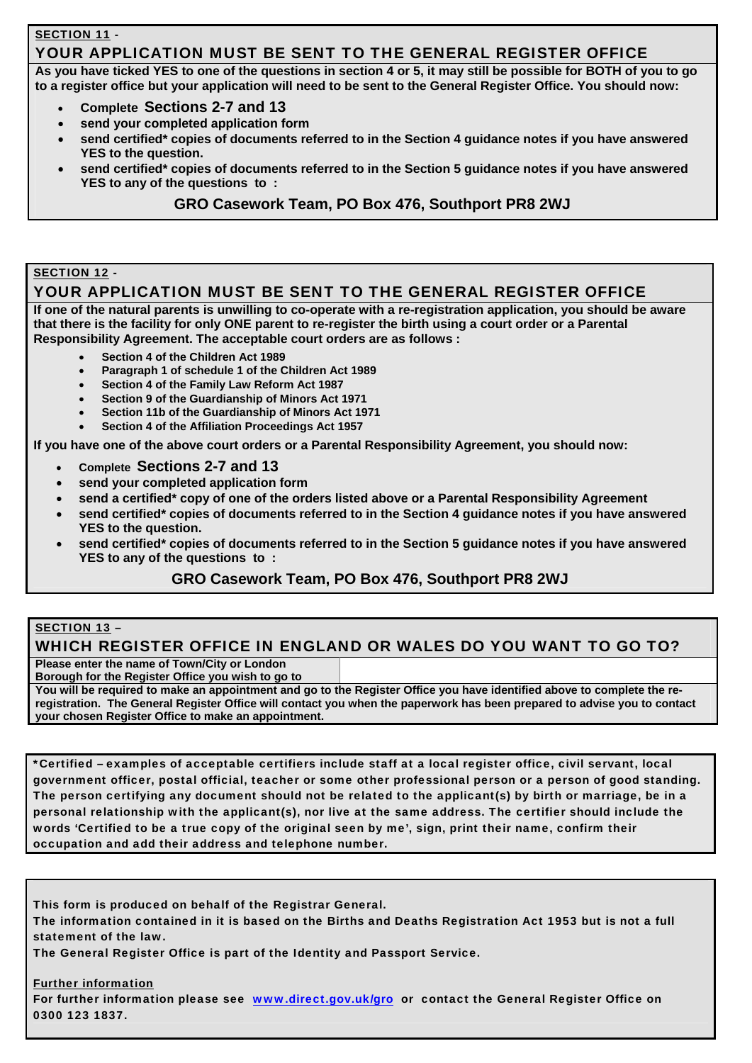**SECTION 11 -**

## YOUR APPLICATION MUST BE SENT TO THE GENERAL REGISTER OFFICE

**As you have ticked YES to one of the questions in section 4 or 5, it may still be possible for BOTH of you to go to a register office but your application will need to be sent to the General Register Office. You should now:**

- **Complete Sections 2-7 and 13**
- **send your completed application form**
- **send certified* copies of documents referred to in the Section 4 guidance notes if you have answered YES to the question.**
- **send certified* copies of documents referred to in the Section 5 guidance notes if you have answered YES to any of the questions to :**

**GRO Casework Team, PO Box 476, Southport PR8 2WJ**

**SECTION 12 -**

## YOUR APPLICATION MUST BE SENT TO THE GENERAL REGISTER OFFICE

**If one of the natural parents is unwilling to co-operate with a re-registration application, you should be aware that there is the facility for only ONE parent to re-register the birth using a court order or a Parental Responsibility Agreement. The acceptable court orders are as follows :**

- **Section 4 of the Children Act 1989**
- **Paragraph 1 of schedule 1 of the Children Act 1989**
- **Section 4 of the Family Law Reform Act 1987**
- **Section 9 of the Guardianship of Minors Act 1971**
- **Section 11b of the Guardianship of Minors Act 1971**
- **Section 4 of the Affiliation Proceedings Act 1957**

**If you have one of the above court orders or a Parental Responsibility Agreement, you should now:**

- **Complete Sections 2-7 and 13**
- **send your completed application form**
- **send a certified* copy of one of the orders listed above or a Parental Responsibility Agreement**
- **send certified* copies of documents referred to in the Section 4 guidance notes if you have answered YES to the question.**
- **send certified* copies of documents referred to in the Section 5 guidance notes if you have answered YES to any of the questions to :**

**GRO Casework Team, PO Box 476, Southport PR8 2WJ**

**SECTION 13 –**

## WHICH REGISTER OFFICE IN ENGLAND OR WALES DO YOU WANT TO GO TO?

| | |
|---|---|
| **Please enter the name of Town/City or London Borough for the Register Office you wish to go to** | |

**You will be required to make an appointment and go to the Register Office you have identified above to complete the re-registration. The General Register Office will contact you when the paperwork has been prepared to advise you to contact your chosen Register Office to make an appointment.**

**\*Certified – examples of acceptable certifiers include staff at a local register office, civil servant, local government officer, postal official, teacher or some other professional person or a person of good standing. The person certifying any document should not be related to the applicant(s) by birth or marriage, be in a personal relationship with the applicant(s), nor live at the same address. The certifier should include the words 'Certified to be a true copy of the original seen by me', sign, print their name, confirm their occupation and add their address and telephone number.**

**This form is produced on behalf of the Registrar General.**
**The information contained in it is based on the Births and Deaths Registration Act 1953 but is not a full statement of the law.**
**The General Register Office is part of the Identity and Passport Service.**

**Further information**
**For further information please see www.direct.gov.uk/gro or contact the General Register Office on 0300 123 1837.**